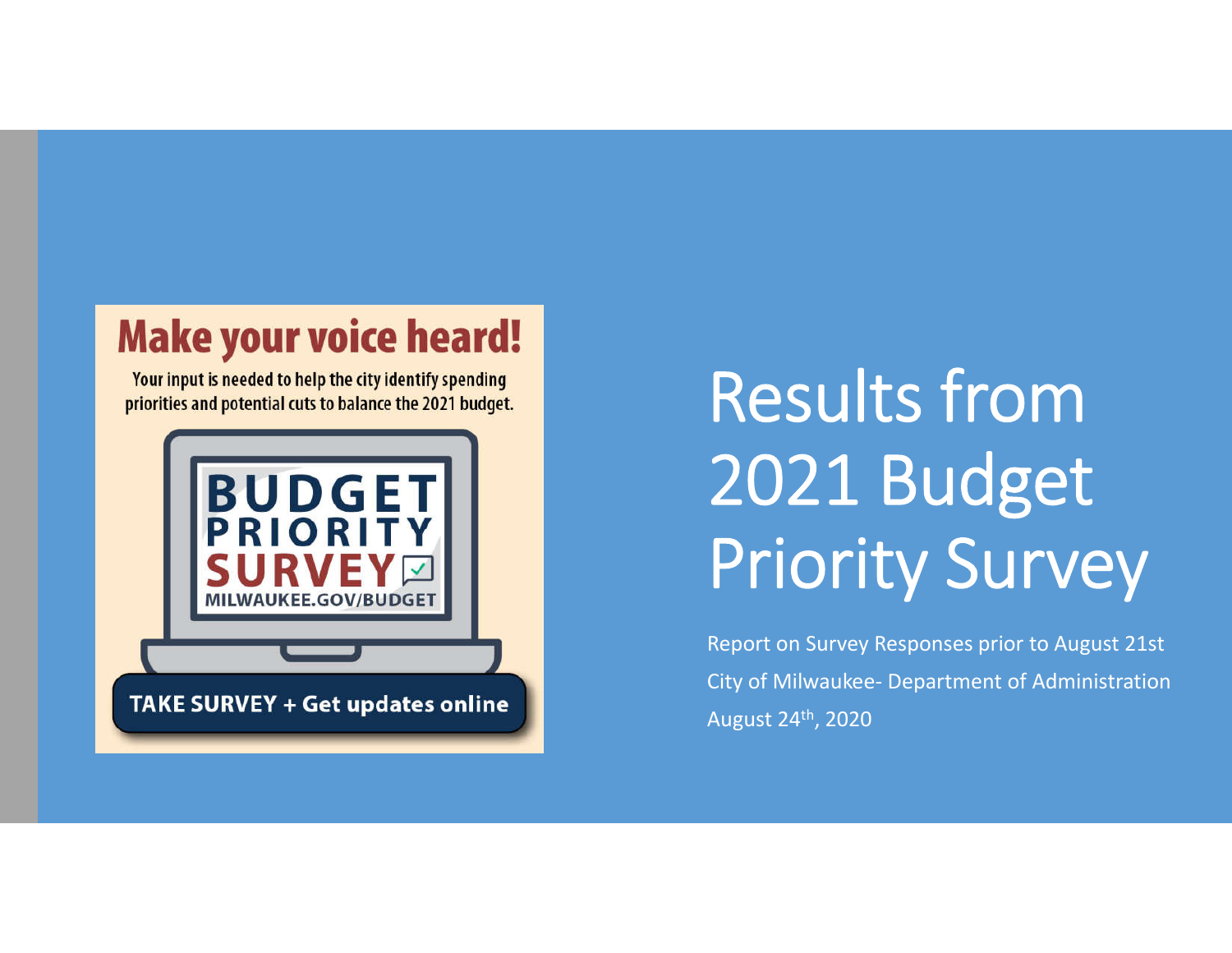Make your voice heard!

Your input is needed to help the city identify spending priorities and potential cuts to balance the 2021 budget.

BUDGET PRIORITY SURVEY

MILWAUKEE.GOV/BUDGET

TAKE SURVEY + Get updates online

# Results from 2021 Budget Priority Survey

Report on Survey Responses prior to August 21st

City of Milwaukee- Department of Administration

August 24th, 2020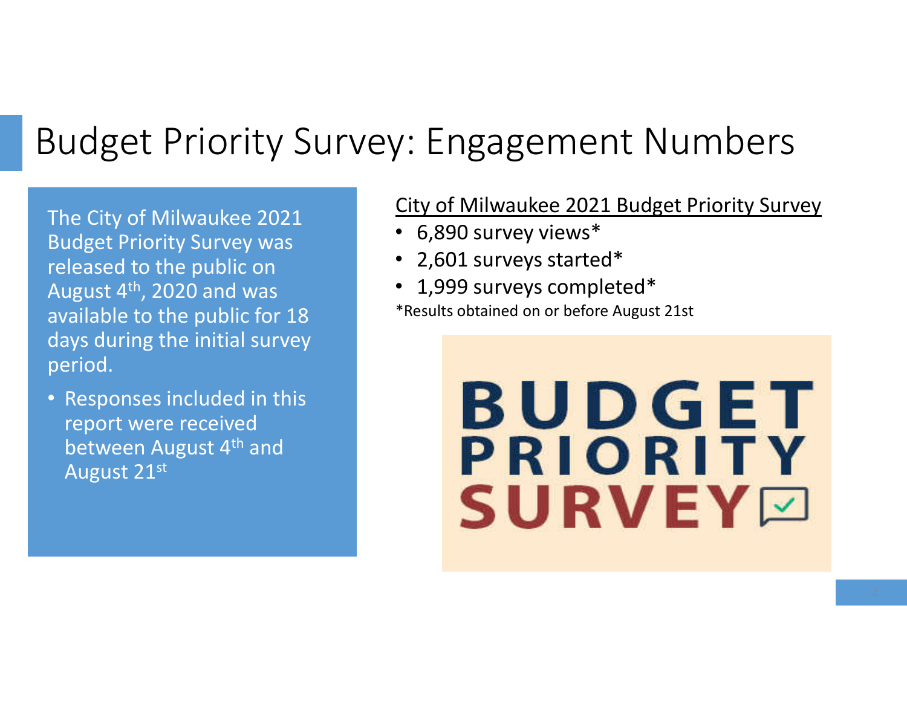# Budget Priority Survey: Engagement Numbers

The City of Milwaukee 2021 Budget Priority Survey was released to the public on August 4th, 2020 and was available to the public for 18 days during the initial survey period.

- Responses included in this report were received between August 4th and August 21st

City of Milwaukee 2021 Budget Priority Survey

- 6,890 survey views*
- 2,601 surveys started*
- 1,999 surveys completed*

*Results obtained on or before August 21st

BUDGET PRIORITY SURVEY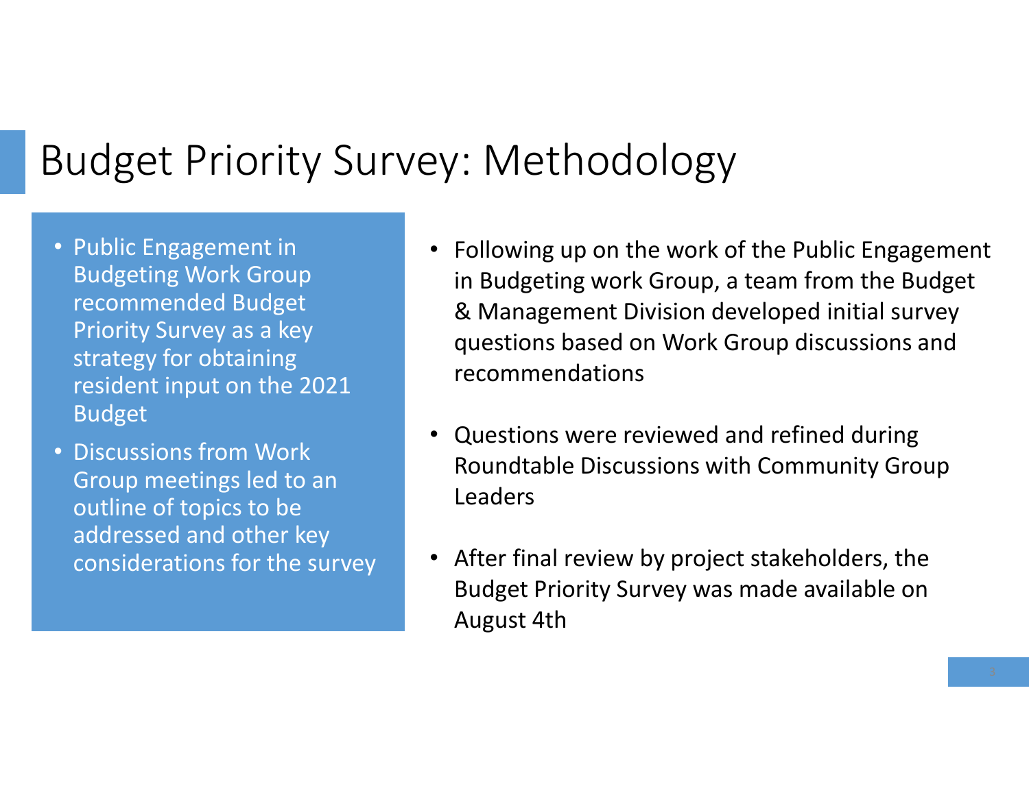# Budget Priority Survey: Methodology

- Public Engagement in Budgeting Work Group recommended Budget Priority Survey as a key strategy for obtaining resident input on the 2021 Budget
- Discussions from Work Group meetings led to an outline of topics to be addressed and other key considerations for the survey

- Following up on the work of the Public Engagement in Budgeting work Group, a team from the Budget & Management Division developed initial survey questions based on Work Group discussions and recommendations
- Questions were reviewed and refined during Roundtable Discussions with Community Group Leaders
- After final review by project stakeholders, the Budget Priority Survey was made available on August 4th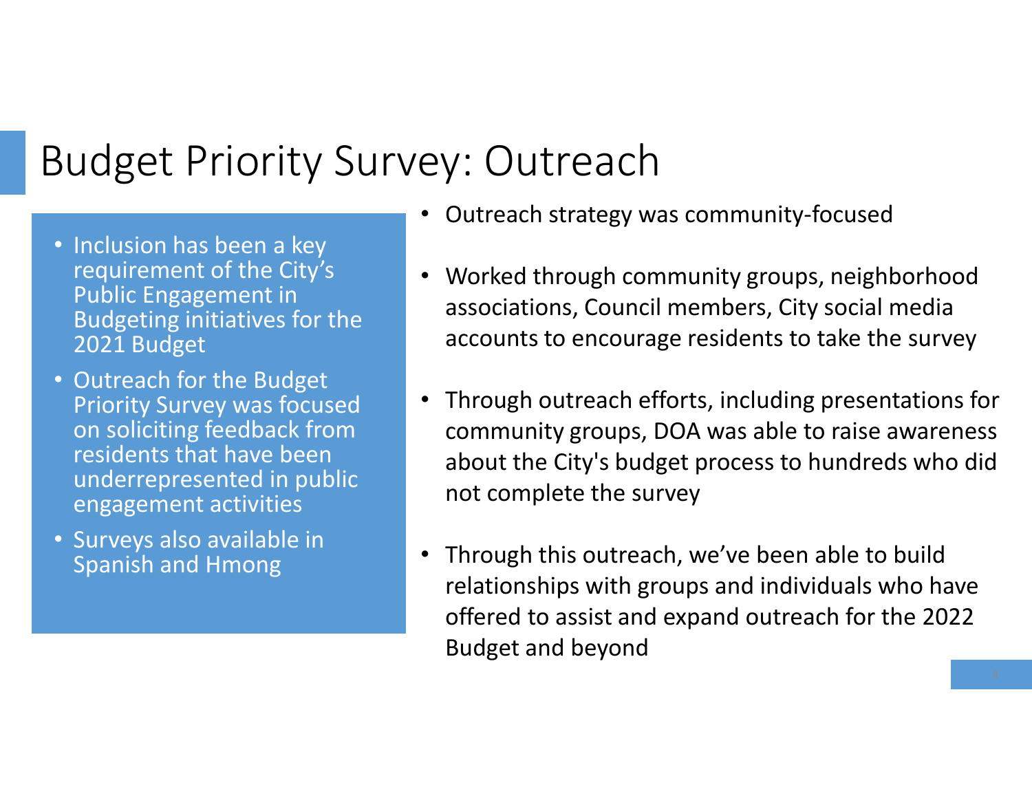# Budget Priority Survey: Outreach

- Inclusion has been a key requirement of the City's Public Engagement in Budgeting initiatives for the 2021 Budget
- Outreach for the Budget Priority Survey was focused on soliciting feedback from residents that have been underrepresented in public engagement activities
- Surveys also available in Spanish and Hmong

- Outreach strategy was community-focused
- Worked through community groups, neighborhood associations, Council members, City social media accounts to encourage residents to take the survey
- Through outreach efforts, including presentations for community groups, DOA was able to raise awareness about the City's budget process to hundreds who did not complete the survey
- Through this outreach, we've been able to build relationships with groups and individuals who have offered to assist and expand outreach for the 2022 Budget and beyond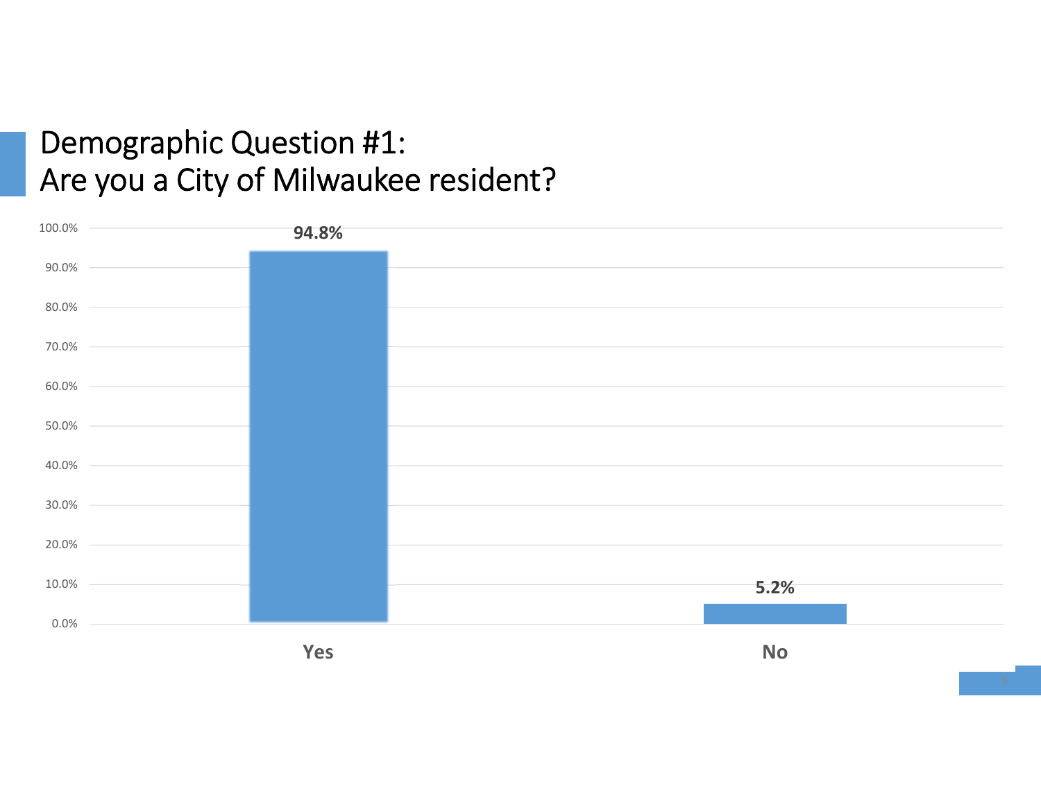# Demographic Question #1:
# Are you a City of Milwaukee resident?

| Response | Percentage |
| --- | --- |
| Yes | 94.8% |
| No | 5.2% |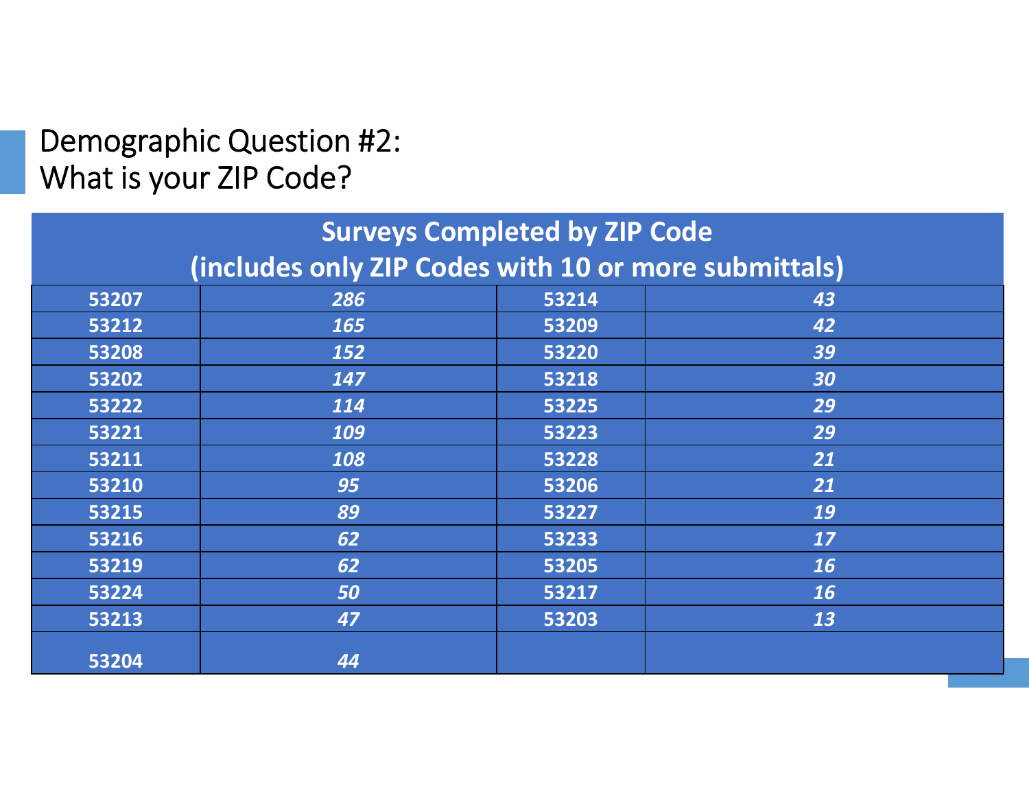# Demographic Question #2:
# What is your ZIP Code?

| **Surveys Completed by ZIP Code (includes only ZIP Codes with 10 or more submittals)** | | | |
|---|---|---|---|
| **53207** | ***286*** | **53214** | ***43*** |
| **53212** | ***165*** | **53209** | ***42*** |
| **53208** | ***152*** | **53220** | ***39*** |
| **53202** | ***147*** | **53218** | ***30*** |
| **53222** | ***114*** | **53225** | ***29*** |
| **53221** | ***109*** | **53223** | ***29*** |
| **53211** | ***108*** | **53228** | ***21*** |
| **53210** | ***95*** | **53206** | ***21*** |
| **53215** | ***89*** | **53227** | ***19*** |
| **53216** | ***62*** | **53233** | ***17*** |
| **53219** | ***62*** | **53205** | ***16*** |
| **53224** | ***50*** | **53217** | ***16*** |
| **53213** | ***47*** | **53203** | ***13*** |
| **53204** | ***44*** | | |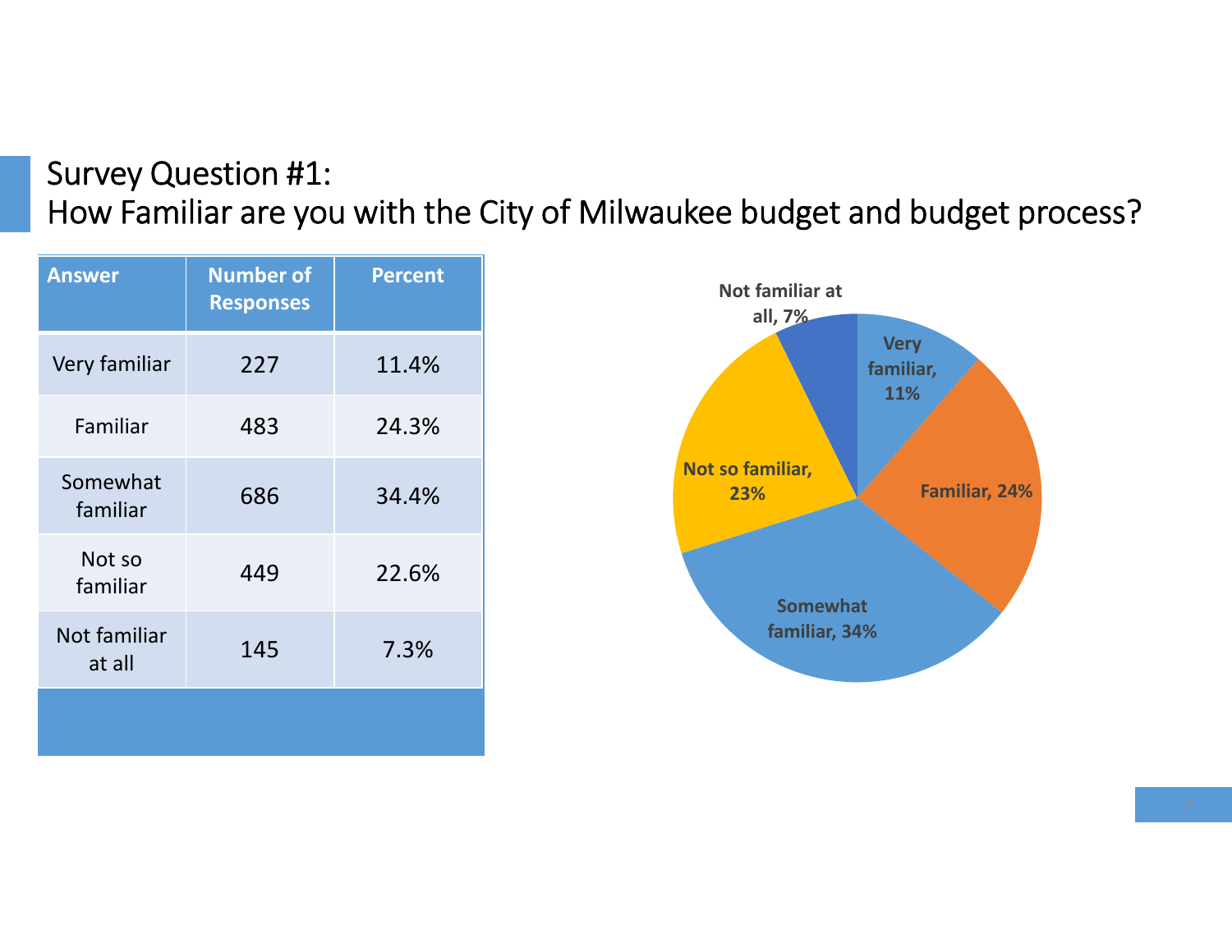## Survey Question #1:
## How Familiar are you with the City of Milwaukee budget and budget process?

| Answer | Number of Responses | Percent |
|---|---|---|
| Very familiar | 227 | 11.4% |
| Familiar | 483 | 24.3% |
| Somewhat familiar | 686 | 34.4% |
| Not so familiar | 449 | 22.6% |
| Not familiar at all | 145 | 7.3% |

Very familiar, 11%
Familiar, 24%
Somewhat familiar, 34%
Not so familiar, 23%
Not familiar at all, 7%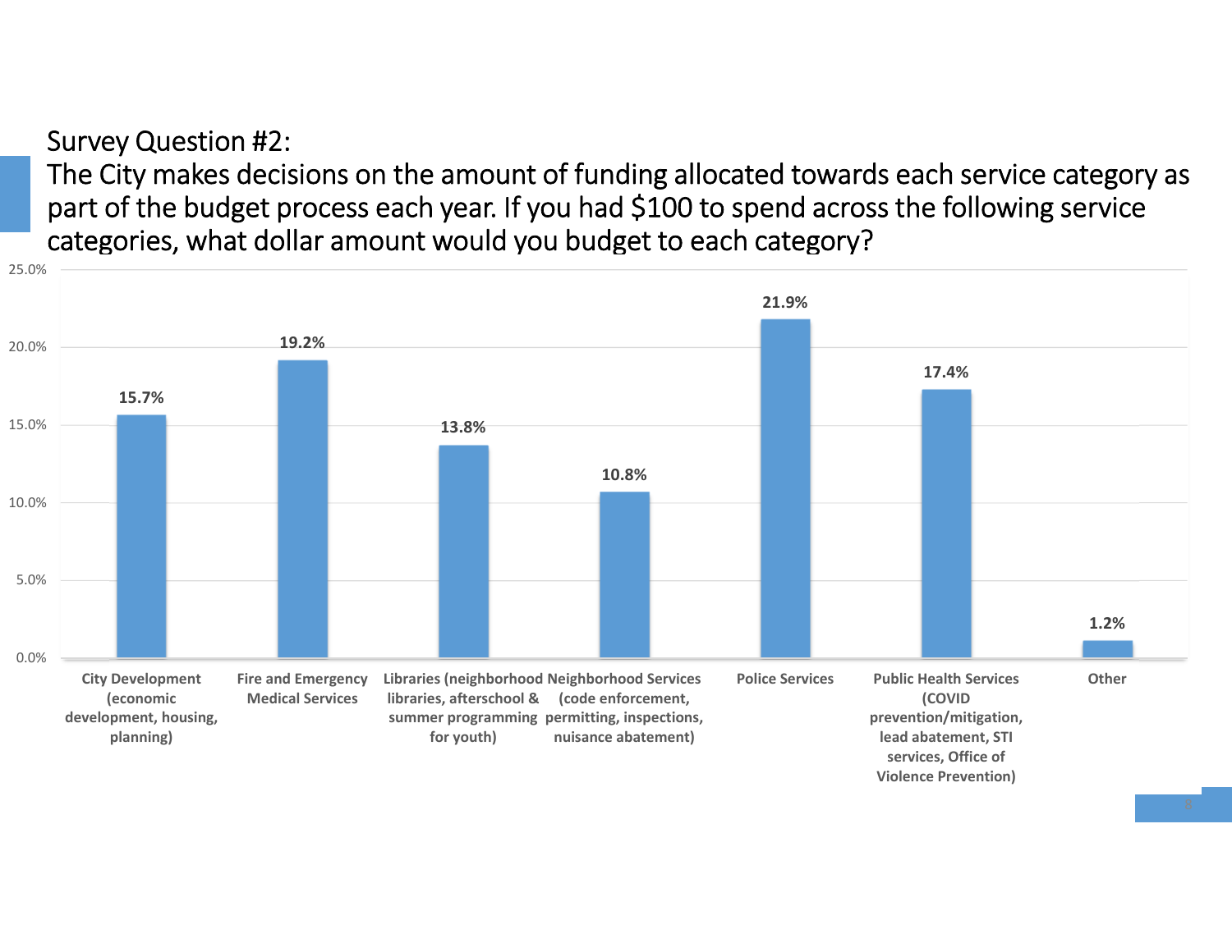## Survey Question #2:

The City makes decisions on the amount of funding allocated towards each service category as part of the budget process each year. If you had $100 to spend across the following service categories, what dollar amount would you budget to each category?

| Category | Percent |
|---|---|
| City Development (economic development, housing, planning) | 15.7% |
| Fire and Emergency Medical Services | 19.2% |
| Libraries (neighborhood libraries, afterschool & summer programming for youth) | 13.8% |
| Neighborhood Services (code enforcement, permitting, inspections, nuisance abatement) | 10.8% |
| Police Services | 21.9% |
| Public Health Services (COVID prevention/mitigation, lead abatement, STI services, Office of Violence Prevention) | 17.4% |
| Other | 1.2% |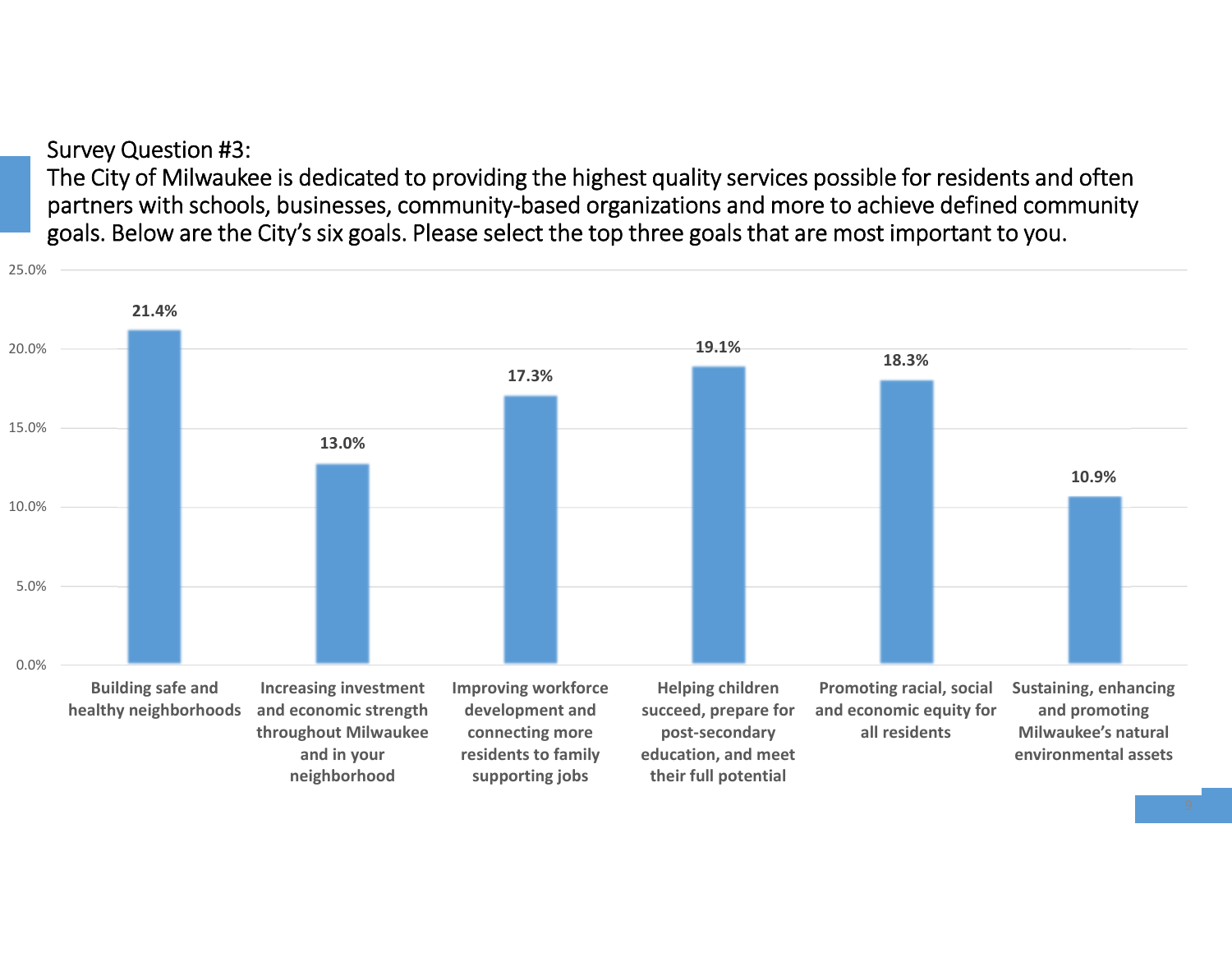Survey Question #3:

The City of Milwaukee is dedicated to providing the highest quality services possible for residents and often partners with schools, businesses, community-based organizations and more to achieve defined community goals. Below are the City's six goals. Please select the top three goals that are most important to you.

| Goal | Percentage |
| --- | --- |
| Building safe and healthy neighborhoods | 21.4% |
| Increasing investment and economic strength throughout Milwaukee and in your neighborhood | 13.0% |
| Improving workforce development and connecting more residents to family supporting jobs | 17.3% |
| Helping children succeed, prepare for post-secondary education, and meet their full potential | 19.1% |
| Promoting racial, social and economic equity for all residents | 18.3% |
| Sustaining, enhancing and promoting Milwaukee's natural environmental assets | 10.9% |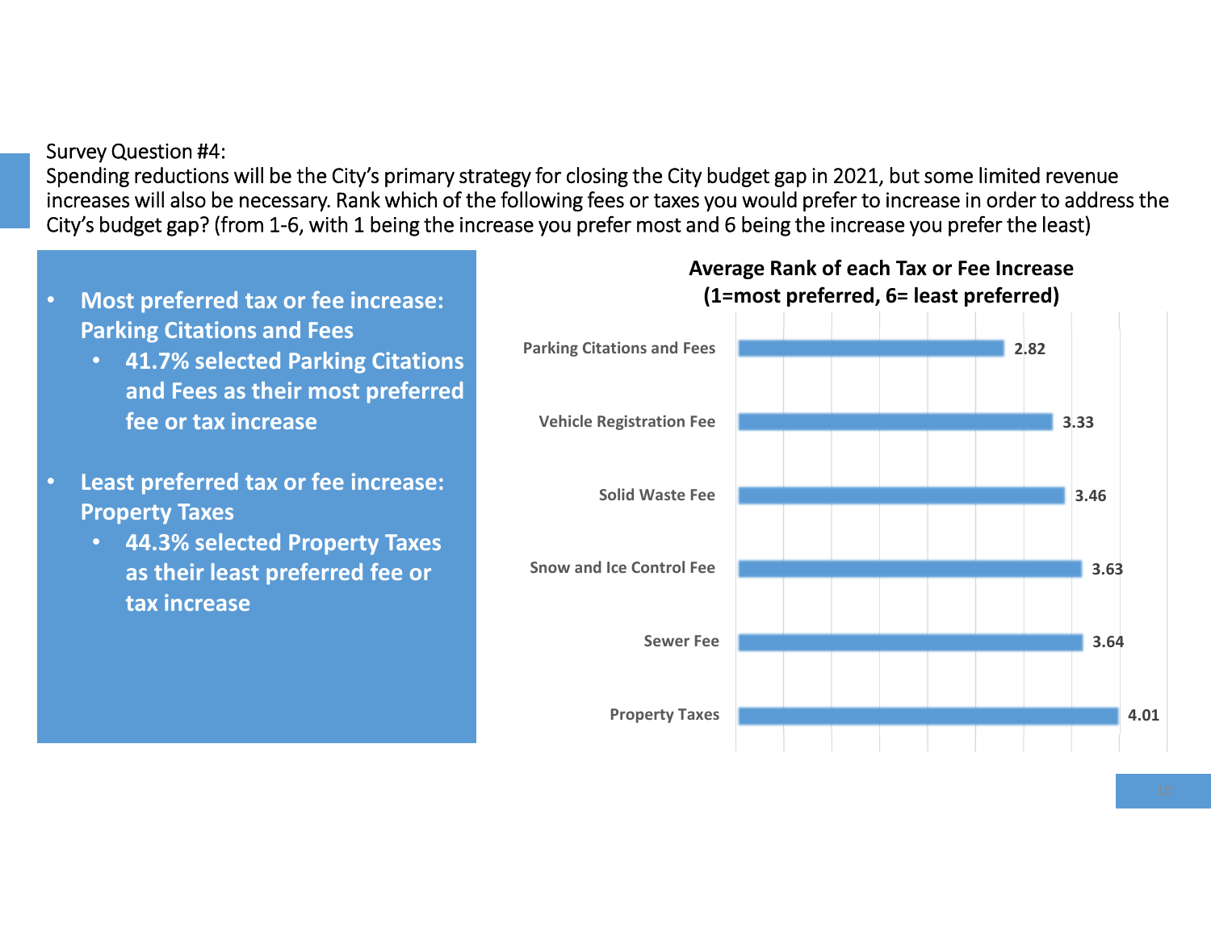Survey Question #4:
Spending reductions will be the City's primary strategy for closing the City budget gap in 2021, but some limited revenue increases will also be necessary. Rank which of the following fees or taxes you would prefer to increase in order to address the City's budget gap? (from 1-6, with 1 being the increase you prefer most and 6 being the increase you prefer the least)

- **Most preferred tax or fee increase: Parking Citations and Fees**
  - **41.7% selected Parking Citations and Fees as their most preferred fee or tax increase**
- **Least preferred tax or fee increase: Property Taxes**
  - **44.3% selected Property Taxes as their least preferred fee or tax increase**

**Average Rank of each Tax or Fee Increase (1=most preferred, 6= least preferred)**

| Tax or Fee | Average Rank |
|---|---|
| Parking Citations and Fees | 2.82 |
| Vehicle Registration Fee | 3.33 |
| Solid Waste Fee | 3.46 |
| Snow and Ice Control Fee | 3.63 |
| Sewer Fee | 3.64 |
| Property Taxes | 4.01 |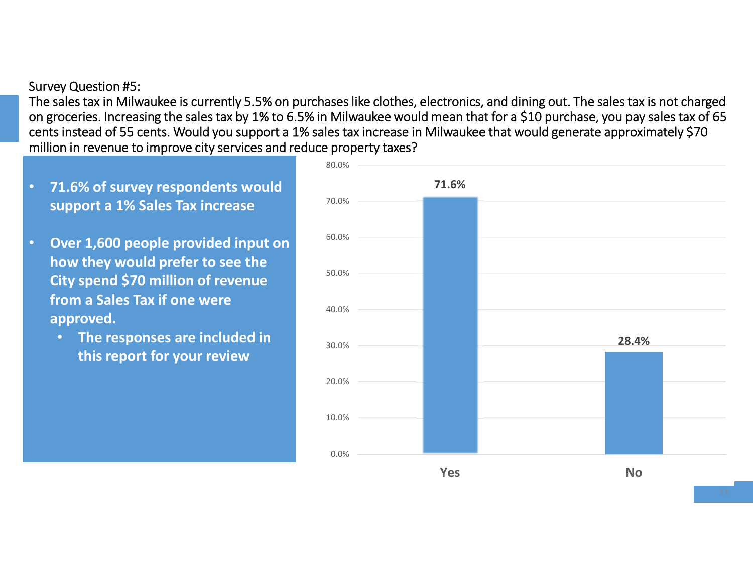Survey Question #5:
The sales tax in Milwaukee is currently 5.5% on purchases like clothes, electronics, and dining out. The sales tax is not charged on groceries. Increasing the sales tax by 1% to 6.5% in Milwaukee would mean that for a $10 purchase, you pay sales tax of 65 cents instead of 55 cents. Would you support a 1% sales tax increase in Milwaukee that would generate approximately $70 million in revenue to improve city services and reduce property taxes?

- **71.6% of survey respondents would support a 1% Sales Tax increase**
- **Over 1,600 people provided input on how they would prefer to see the City spend $70 million of revenue from a Sales Tax if one were approved.**
  - **The responses are included in this report for your review**

| Response | Percentage |
| --- | --- |
| Yes | 71.6% |
| No | 28.4% |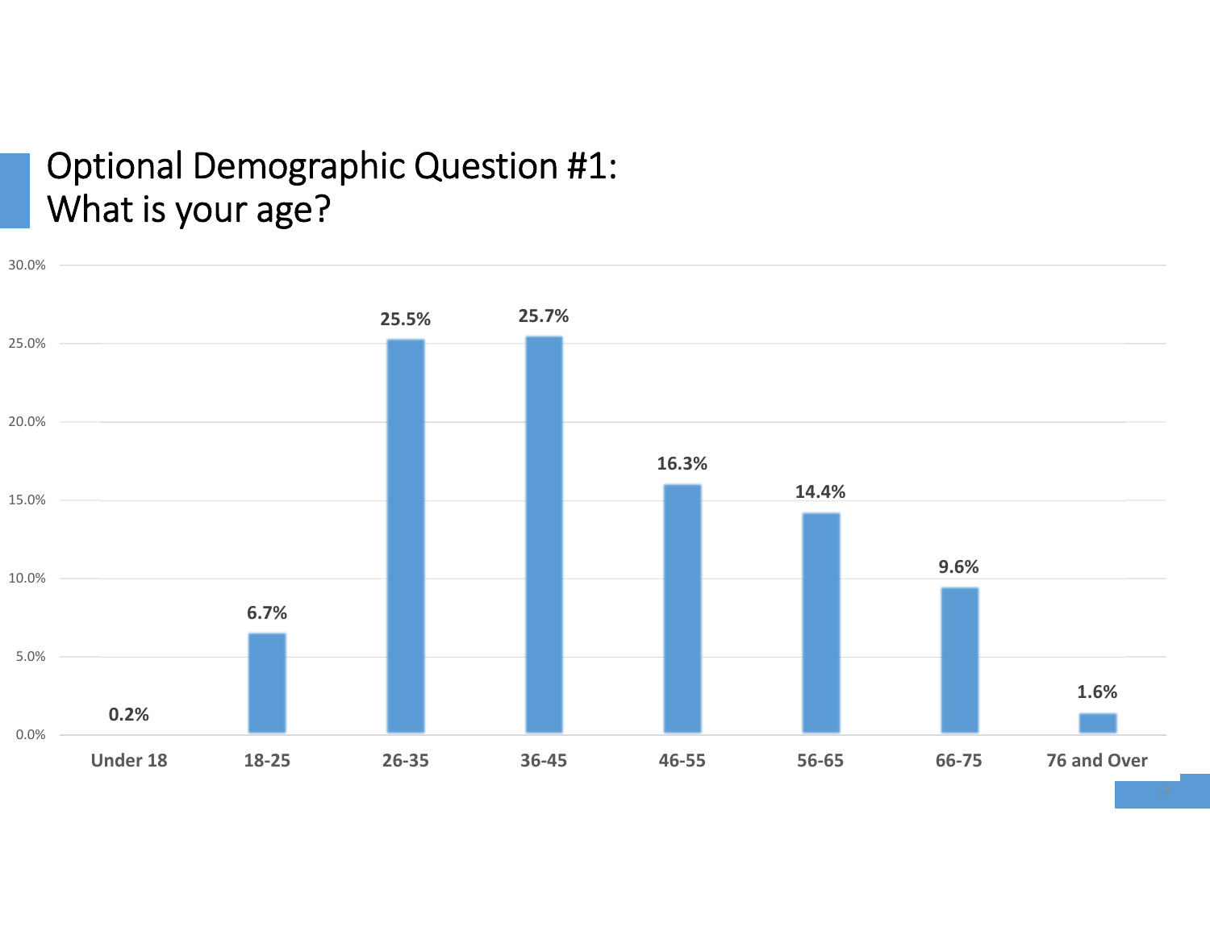# Optional Demographic Question #1: What is your age?

| Age | Percentage |
| --- | --- |
| Under 18 | 0.2% |
| 18-25 | 6.7% |
| 26-35 | 25.5% |
| 36-45 | 25.7% |
| 46-55 | 16.3% |
| 56-65 | 14.4% |
| 66-75 | 9.6% |
| 76 and Over | 1.6% |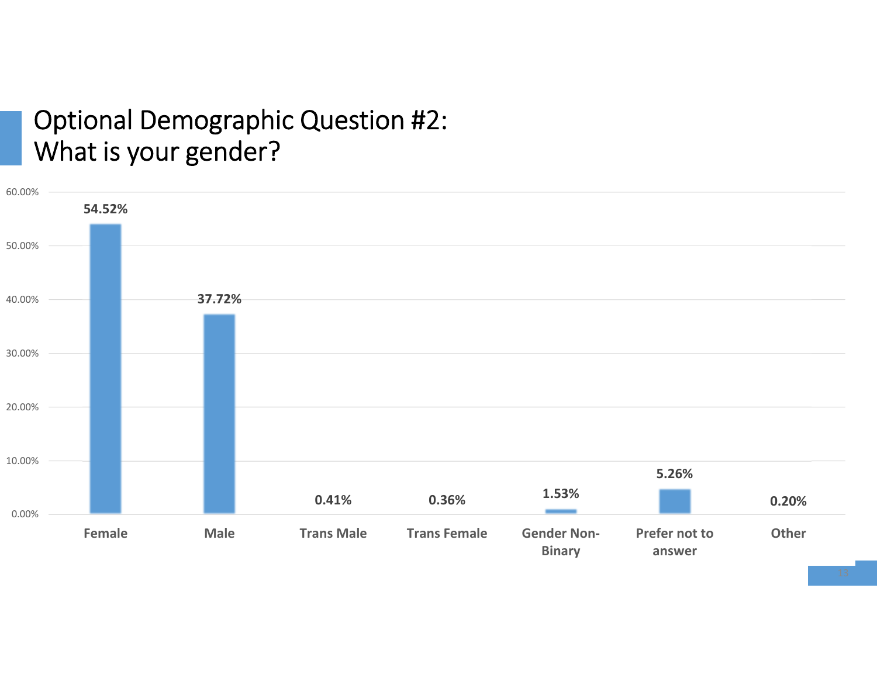# Optional Demographic Question #2: What is your gender?

| Gender | Percentage |
|---|---|
| Female | 54.52% |
| Male | 37.72% |
| Trans Male | 0.41% |
| Trans Female | 0.36% |
| Gender Non-Binary | 1.53% |
| Prefer not to answer | 5.26% |
| Other | 0.20% |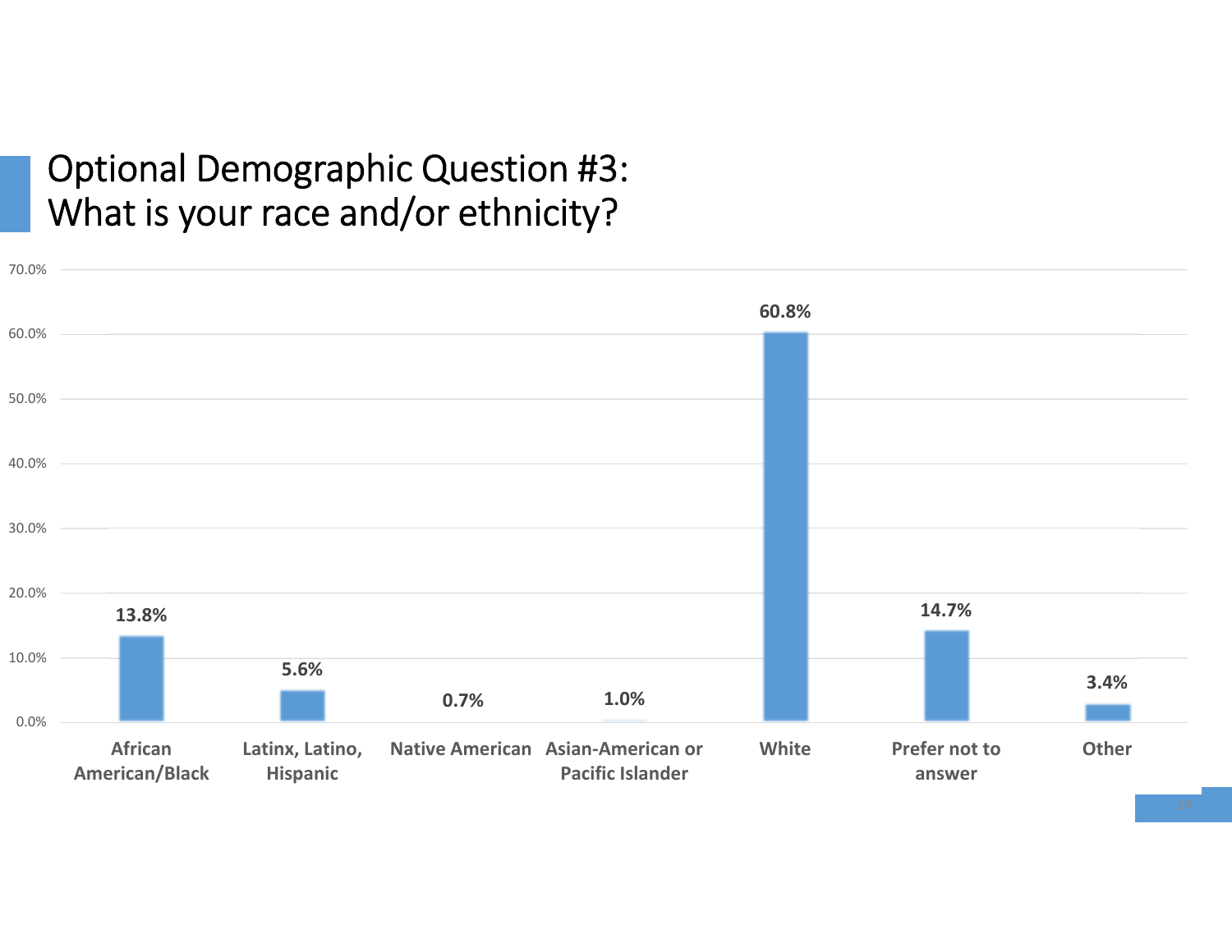# Optional Demographic Question #3: What is your race and/or ethnicity?

| Race/Ethnicity | Percentage |
|---|---|
| African American/Black | 13.8% |
| Latinx, Latino, Hispanic | 5.6% |
| Native American | 0.7% |
| Asian-American or Pacific Islander | 1.0% |
| White | 60.8% |
| Prefer not to answer | 14.7% |
| Other | 3.4% |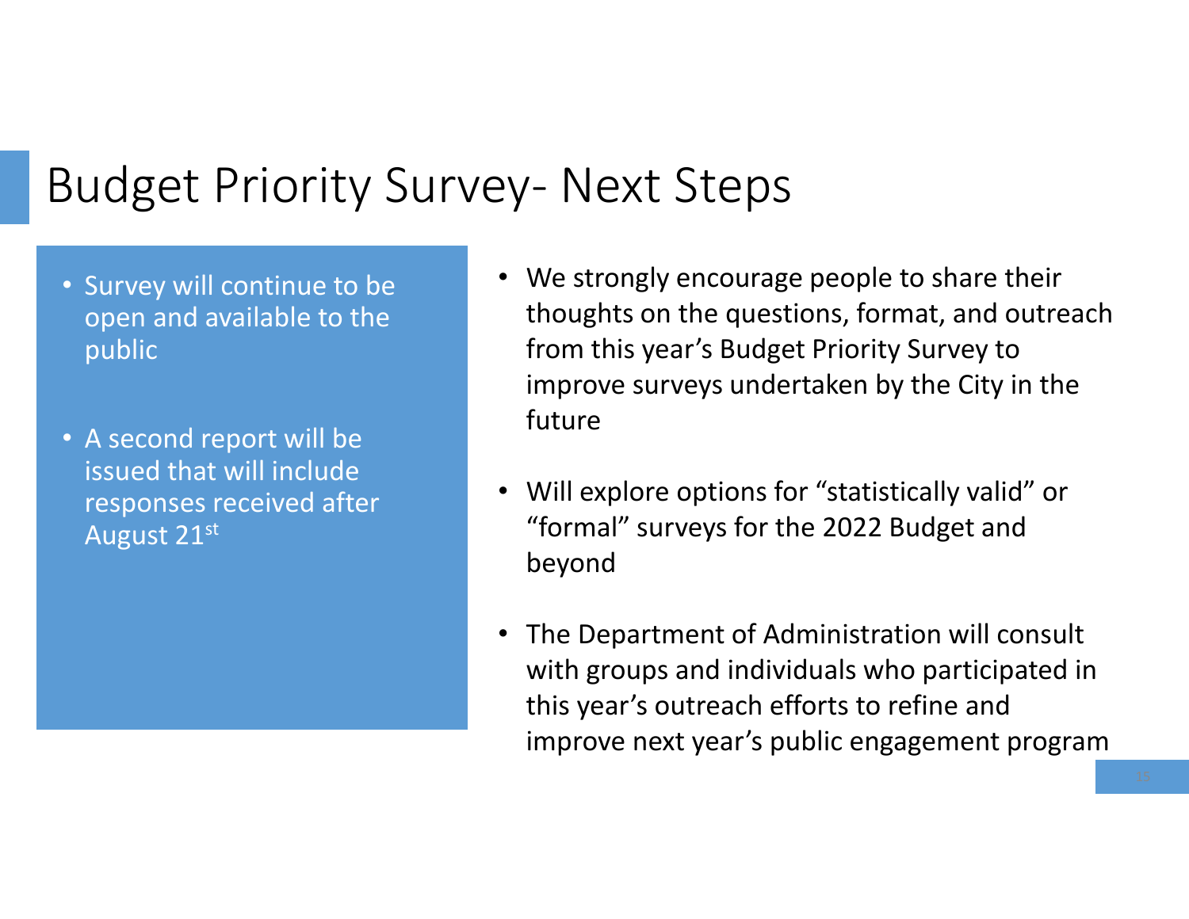# Budget Priority Survey- Next Steps

- Survey will continue to be open and available to the public

- A second report will be issued that will include responses received after August 21st

- We strongly encourage people to share their thoughts on the questions, format, and outreach from this year's Budget Priority Survey to improve surveys undertaken by the City in the future

- Will explore options for "statistically valid" or "formal" surveys for the 2022 Budget and beyond

- The Department of Administration will consult with groups and individuals who participated in this year's outreach efforts to refine and improve next year's public engagement program